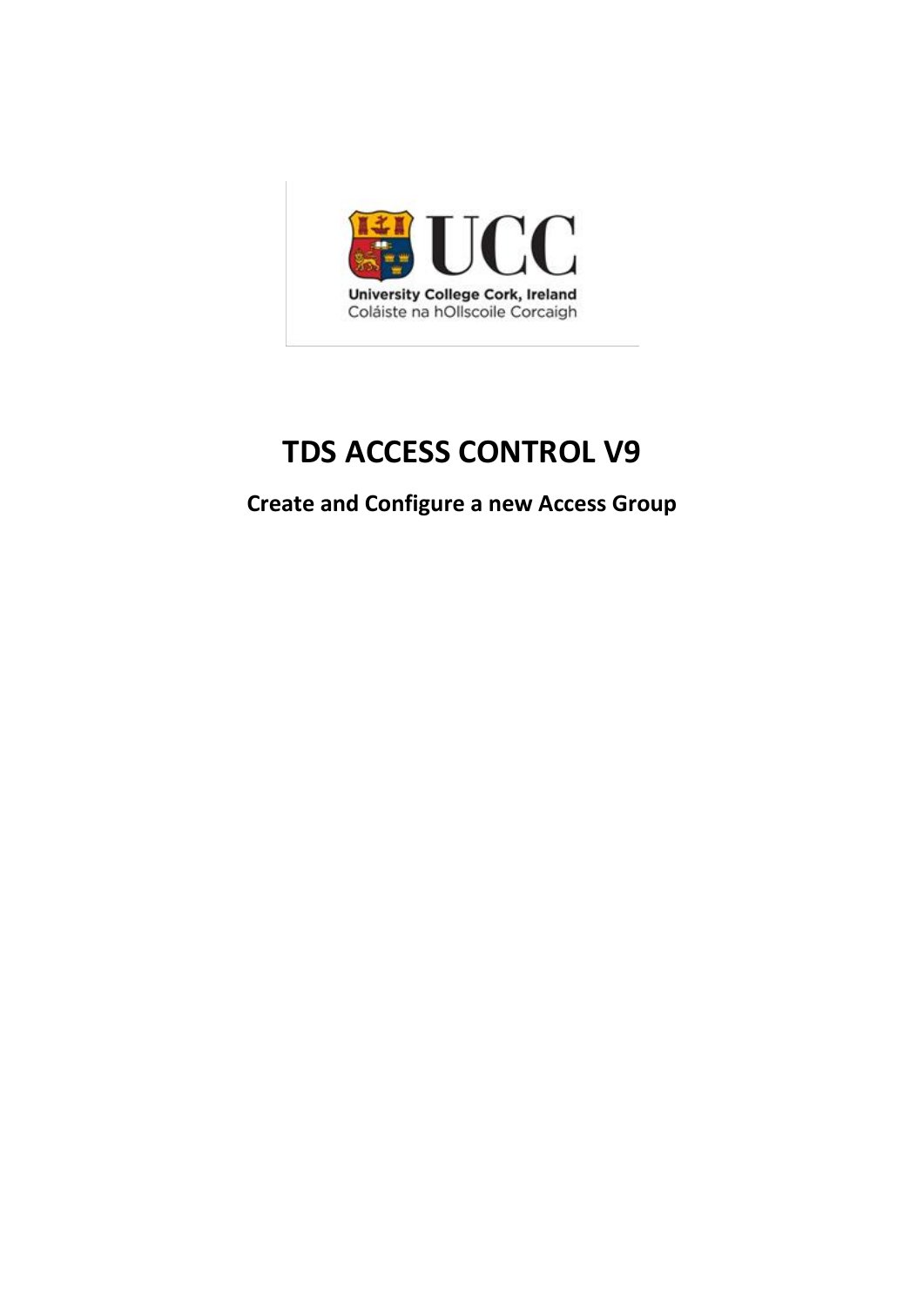# TDS ACCESS CONTROL V9

## Create and Configure a new Access Group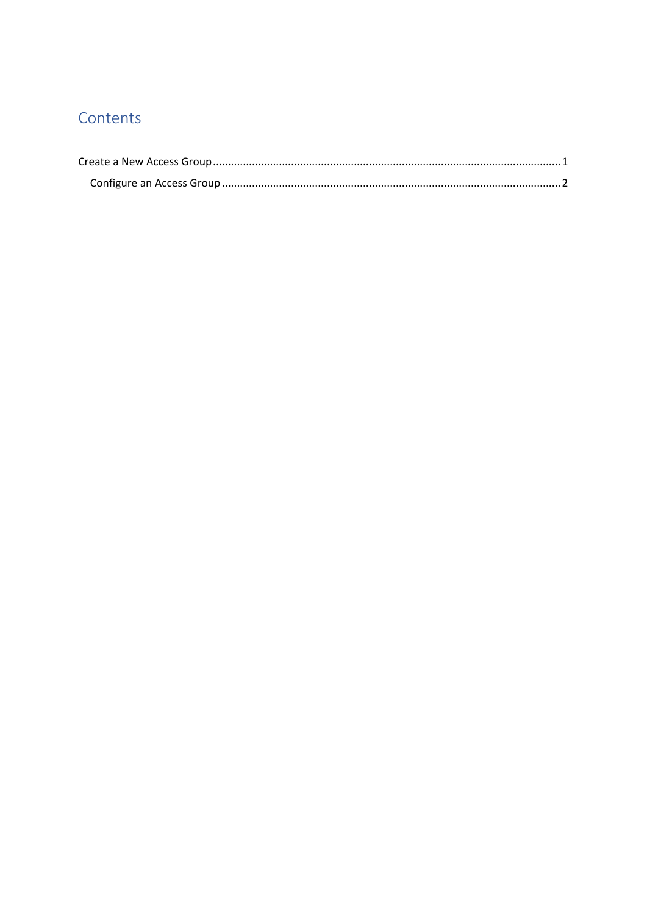# Contents

Create a New Access Group .......... 1

- Configure an Access Group .......... 2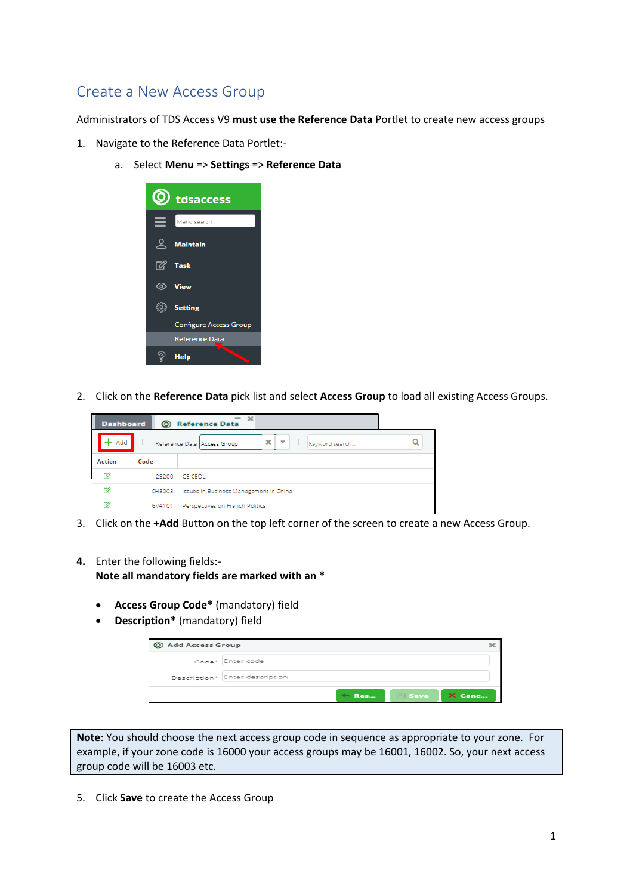## Create a New Access Group

Administrators of TDS Access V9 **must use the Reference Data** Portlet to create new access groups

1. Navigate to the Reference Data Portlet:-
   a. Select **Menu** => **Settings** => **Reference Data**

2. Click on the **Reference Data** pick list and select **Access Group** to load all existing Access Groups.

3. Click on the **+Add** Button on the top left corner of the screen to create a new Access Group.

4. Enter the following fields:-
   **Note all mandatory fields are marked with an ***

   - **Access Group Code*** (mandatory) field
   - **Description*** (mandatory) field

**Note**: You should choose the next access group code in sequence as appropriate to your zone. For example, if your zone code is 16000 your access groups may be 16001, 16002. So, your next access group code will be 16003 etc.

5. Click **Save** to create the Access Group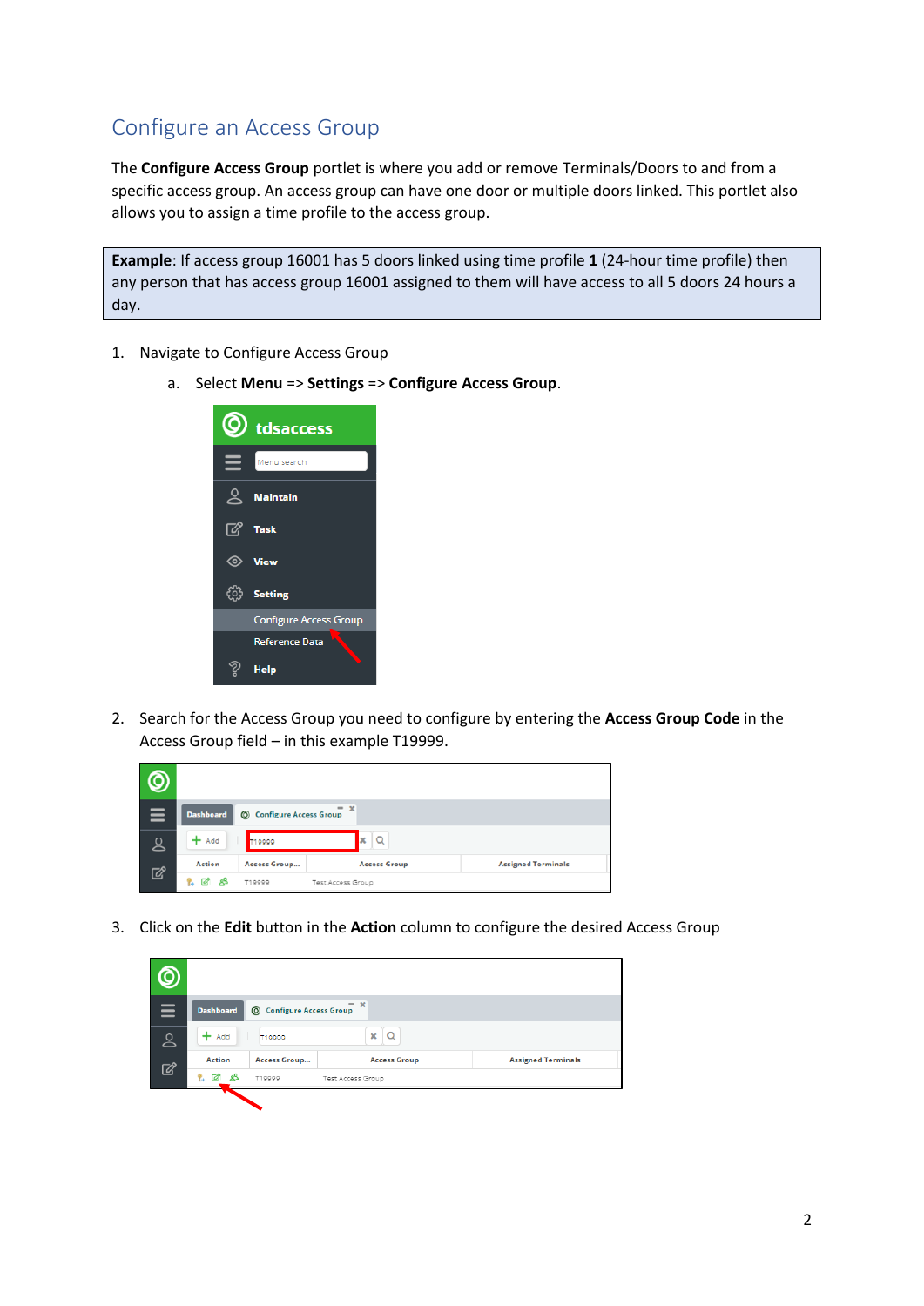## Configure an Access Group

The **Configure Access Group** portlet is where you add or remove Terminals/Doors to and from a specific access group. An access group can have one door or multiple doors linked. This portlet also allows you to assign a time profile to the access group.

> **Example**: If access group 16001 has 5 doors linked using time profile **1** (24-hour time profile) then any person that has access group 16001 assigned to them will have access to all 5 doors 24 hours a day.

1. Navigate to Configure Access Group
   a. Select **Menu** => **Settings** => **Configure Access Group**.

2. Search for the Access Group you need to configure by entering the **Access Group Code** in the Access Group field – in this example T19999.

3. Click on the **Edit** button in the **Action** column to configure the desired Access Group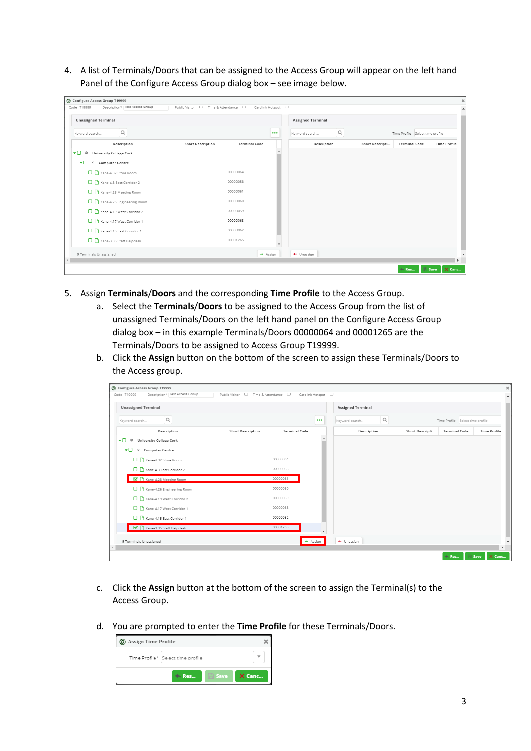4. A list of Terminals/Doors that can be assigned to the Access Group will appear on the left hand Panel of the Configure Access Group dialog box – see image below.

5. Assign **Terminals/Doors** and the corresponding **Time Profile** to the Access Group.
   a. Select the **Terminals/Doors** to be assigned to the Access Group from the list of unassigned Terminals/Doors on the left hand panel on the Configure Access Group dialog box – in this example Terminals/Doors 00000064 and 00001265 are the Terminals/Doors to be assigned to Access Group T19999.
   b. Click the **Assign** button on the bottom of the screen to assign these Terminals/Doors to the Access group.

   c. Click the **Assign** button at the bottom of the screen to assign the Terminal(s) to the Access Group.

   d. You are prompted to enter the **Time Profile** for these Terminals/Doors.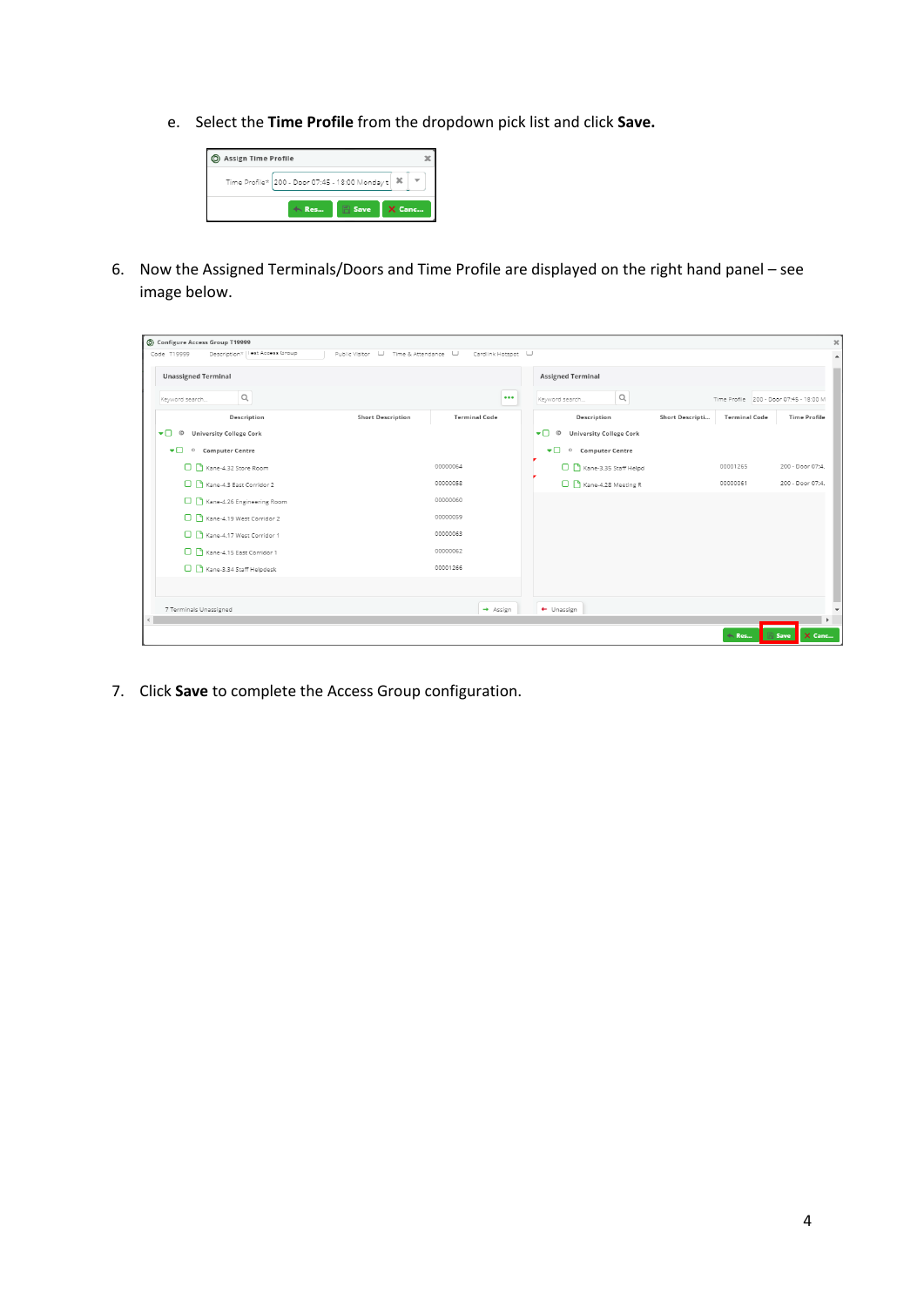e. Select the **Time Profile** from the dropdown pick list and click **Save.**

6. Now the Assigned Terminals/Doors and Time Profile are displayed on the right hand panel – see image below.

7. Click **Save** to complete the Access Group configuration.